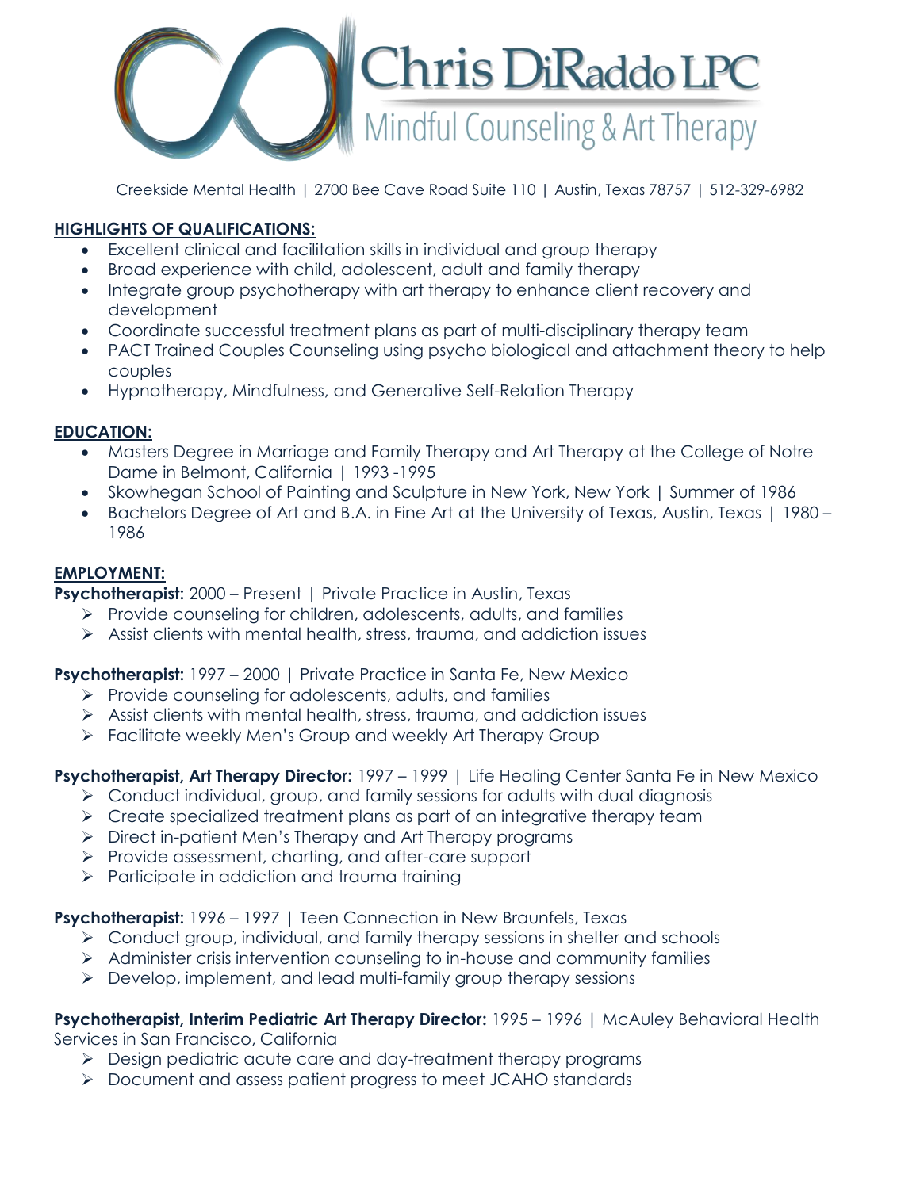# Chris DiRaddo LPC

## Mindful Counseling & Art Therapy

Creekside Mental Health | 2700 Bee Cave Road Suite 110 | Austin, Texas 78757 | 512-329-6982

**HIGHLIGHTS OF QUALIFICATIONS:**

- Excellent clinical and facilitation skills in individual and group therapy
- Broad experience with child, adolescent, adult and family therapy
- Integrate group psychotherapy with art therapy to enhance client recovery and development
- Coordinate successful treatment plans as part of multi-disciplinary therapy team
- PACT Trained Couples Counseling using psycho biological and attachment theory to help couples
- Hypnotherapy, Mindfulness, and Generative Self-Relation Therapy

**EDUCATION:**

- Masters Degree in Marriage and Family Therapy and Art Therapy at the College of Notre Dame in Belmont, California | 1993 -1995
- Skowhegan School of Painting and Sculpture in New York, New York | Summer of 1986
- Bachelors Degree of Art and B.A. in Fine Art at the University of Texas, Austin, Texas | 1980 – 1986

**EMPLOYMENT:**

**Psychotherapist:** 2000 – Present | Private Practice in Austin, Texas

- Provide counseling for children, adolescents, adults, and families
- Assist clients with mental health, stress, trauma, and addiction issues

**Psychotherapist:** 1997 – 2000 | Private Practice in Santa Fe, New Mexico

- Provide counseling for adolescents, adults, and families
- Assist clients with mental health, stress, trauma, and addiction issues
- Facilitate weekly Men's Group and weekly Art Therapy Group

**Psychotherapist, Art Therapy Director:** 1997 – 1999 | Life Healing Center Santa Fe in New Mexico

- Conduct individual, group, and family sessions for adults with dual diagnosis
- Create specialized treatment plans as part of an integrative therapy team
- Direct in-patient Men's Therapy and Art Therapy programs
- Provide assessment, charting, and after-care support
- Participate in addiction and trauma training

**Psychotherapist:** 1996 – 1997 | Teen Connection in New Braunfels, Texas

- Conduct group, individual, and family sessions in shelter and schools
- Administer crisis intervention counseling to in-house and community families
- Develop, implement, and lead multi-family group therapy sessions

**Psychotherapist, Interim Pediatric Art Therapy Director:** 1995 – 1996 | McAuley Behavioral Health Services in San Francisco, California

- Design pediatric acute care and day-treatment therapy programs
- Document and assess patient progress to meet JCAHO standards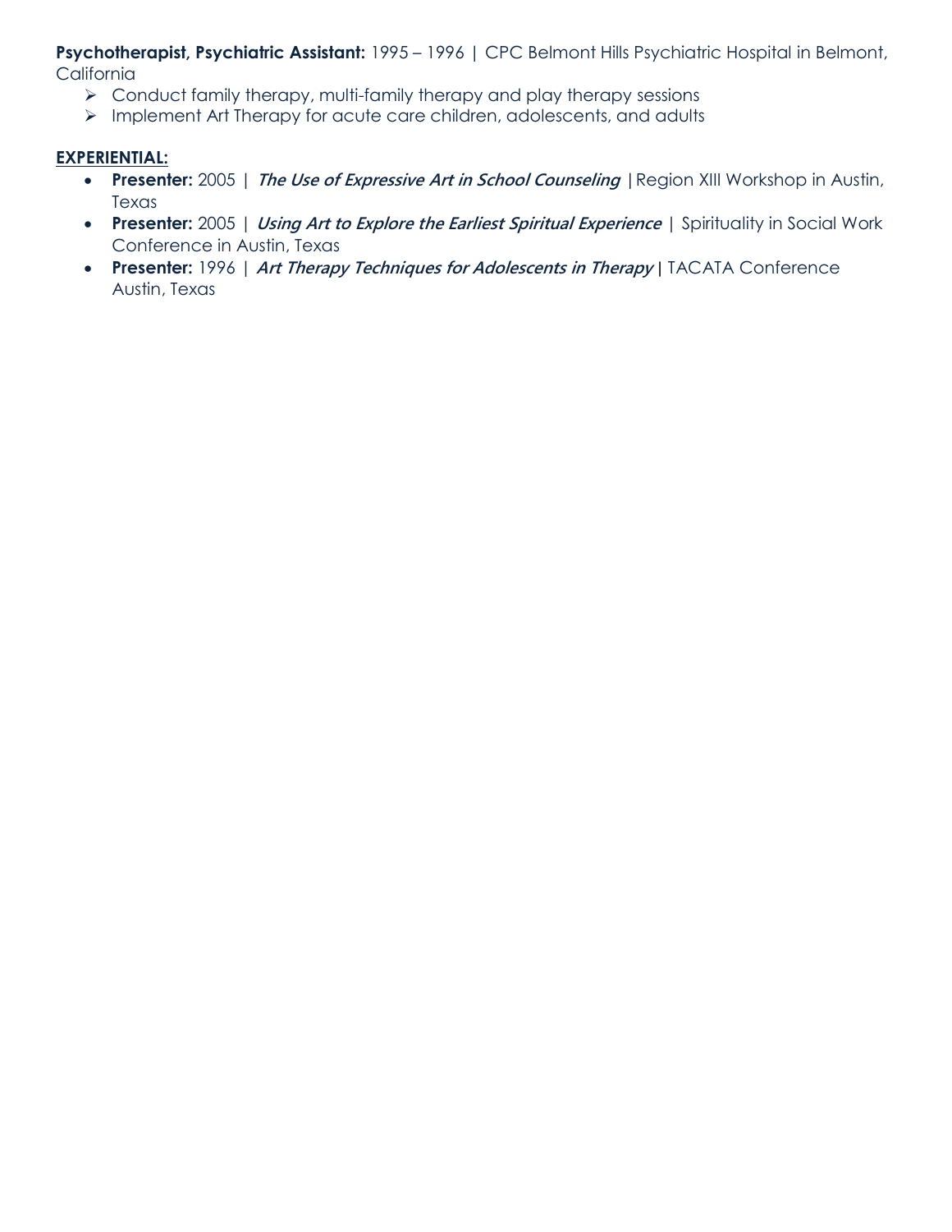**Psychotherapist, Psychiatric Assistant:** 1995 – 1996 | CPC Belmont Hills Psychiatric Hospital in Belmont, California

- Conduct family therapy, multi-family therapy and play therapy sessions
- Implement Art Therapy for acute care children, adolescents, and adults

**EXPERIENTIAL:**

- **Presenter:** 2005 | ***The Use of Expressive Art in School Counseling*** | Region XIII Workshop in Austin, Texas
- **Presenter:** 2005 | ***Using Art to Explore the Earliest Spiritual Experience*** | Spirituality in Social Work Conference in Austin, Texas
- **Presenter:** 1996 | ***Art Therapy Techniques for Adolescents in Therapy*** | TACATA Conference Austin, Texas